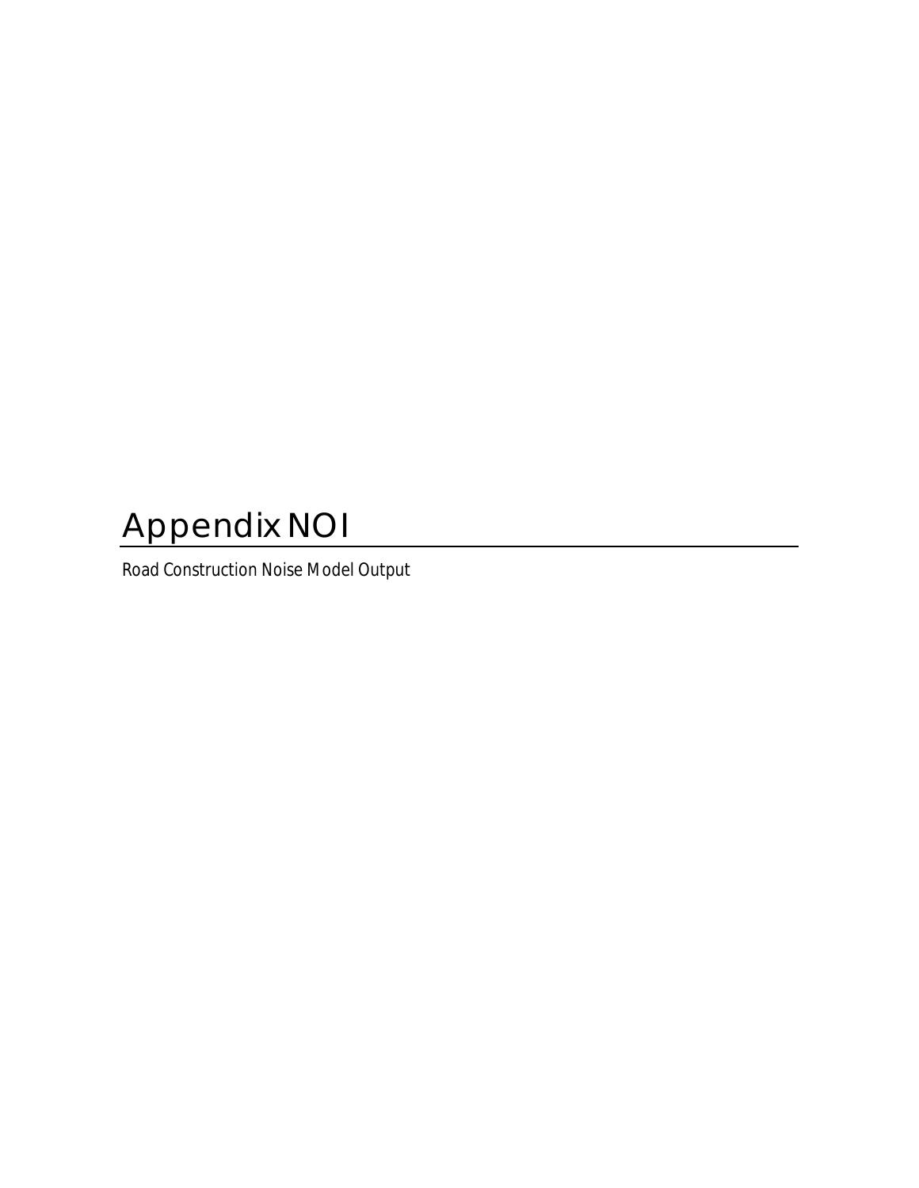# Appendix NOI

Road Construction Noise Model Output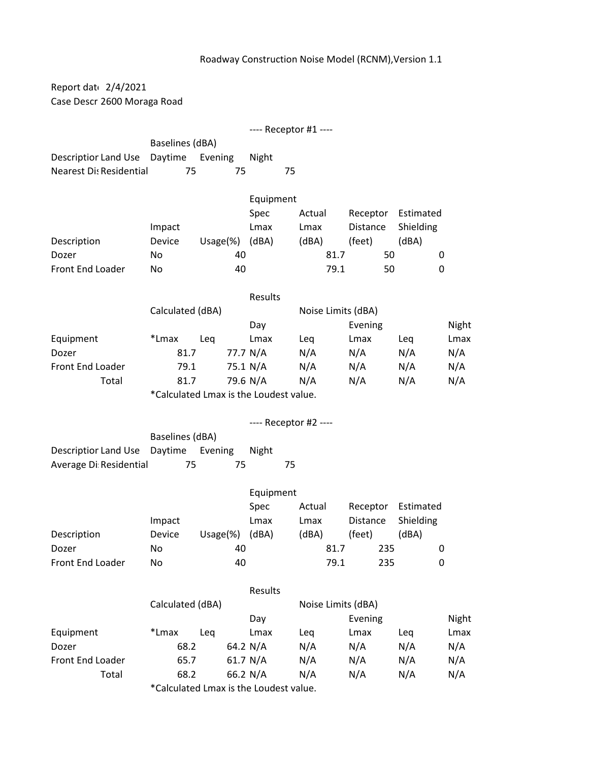Roadway Construction Noise Model (RCNM),Version 1.1

Report dat‹ 2/4/2021
Case Descr 2600 Moraga Road

---- Receptor #1 ----

| | | Baselines (dBA) | | |
|---|---|---|---|---|
| Descriptior | Land Use | Daytime | Evening | Night |
| Nearest Dis | Residential | 75 | 75 | 75 |

| | | | Equipment | | | |
|---|---|---|---|---|---|---|
| | | | Spec | Actual | Receptor | Estimated |
| | Impact | | Lmax | Lmax | Distance | Shielding |
| Description | Device | Usage(%) | (dBA) | (dBA) | (feet) | (dBA) |
| Dozer | No | 40 | | 81.7 | 50 | 0 |
| Front End Loader | No | 40 | | 79.1 | 50 | 0 |

| | | | Results | | | | |
|---|---|---|---|---|---|---|---|
| | Calculated (dBA) | | | Noise Limits (dBA) | | | |
| | | | Day | | Evening | | Night |
| Equipment | *Lmax | Leq | Lmax | Leq | Lmax | Leq | Lmax |
| Dozer | 81.7 | 77.7 | N/A | N/A | N/A | N/A | N/A |
| Front End Loader | 79.1 | 75.1 | N/A | N/A | N/A | N/A | N/A |
| Total | 81.7 | 79.6 | N/A | N/A | N/A | N/A | N/A |

*Calculated Lmax is the Loudest value.

---- Receptor #2 ----

| | | Baselines (dBA) | | |
|---|---|---|---|---|
| Descriptior | Land Use | Daytime | Evening | Night |
| Average Di: | Residential | 75 | 75 | 75 |

| | | | Equipment | | | |
|---|---|---|---|---|---|---|
| | | | Spec | Actual | Receptor | Estimated |
| | Impact | | Lmax | Lmax | Distance | Shielding |
| Description | Device | Usage(%) | (dBA) | (dBA) | (feet) | (dBA) |
| Dozer | No | 40 | | 81.7 | 235 | 0 |
| Front End Loader | No | 40 | | 79.1 | 235 | 0 |

| | | | Results | | | | |
|---|---|---|---|---|---|---|---|
| | Calculated (dBA) | | | Noise Limits (dBA) | | | |
| | | | Day | | Evening | | Night |
| Equipment | *Lmax | Leq | Lmax | Leq | Lmax | Leq | Lmax |
| Dozer | 68.2 | 64.2 | N/A | N/A | N/A | N/A | N/A |
| Front End Loader | 65.7 | 61.7 | N/A | N/A | N/A | N/A | N/A |
| Total | 68.2 | 66.2 | N/A | N/A | N/A | N/A | N/A |

*Calculated Lmax is the Loudest value.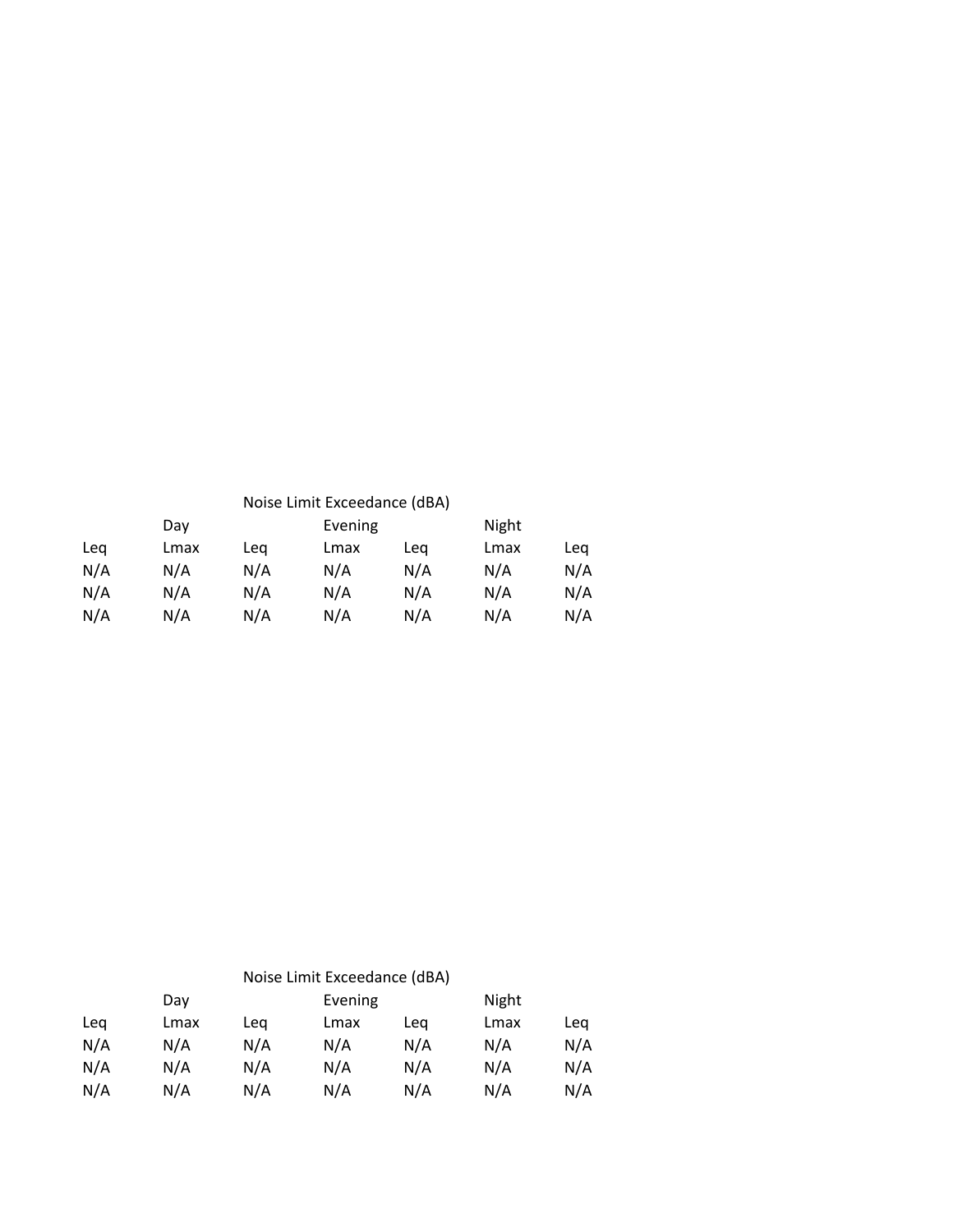| | | | | | | |
|---|---|---|---|---|---|---|
| | | Noise Limit Exceedance (dBA) | | | | |
| | Day | | Evening | | Night | |
| Leq | Lmax | Leq | Lmax | Leq | Lmax | Leq |
| N/A | N/A | N/A | N/A | N/A | N/A | N/A |
| N/A | N/A | N/A | N/A | N/A | N/A | N/A |
| N/A | N/A | N/A | N/A | N/A | N/A | N/A |

| | | | | | | |
|---|---|---|---|---|---|---|
| | | Noise Limit Exceedance (dBA) | | | | |
| | Day | | Evening | | Night | |
| Leq | Lmax | Leq | Lmax | Leq | Lmax | Leq |
| N/A | N/A | N/A | N/A | N/A | N/A | N/A |
| N/A | N/A | N/A | N/A | N/A | N/A | N/A |
| N/A | N/A | N/A | N/A | N/A | N/A | N/A |